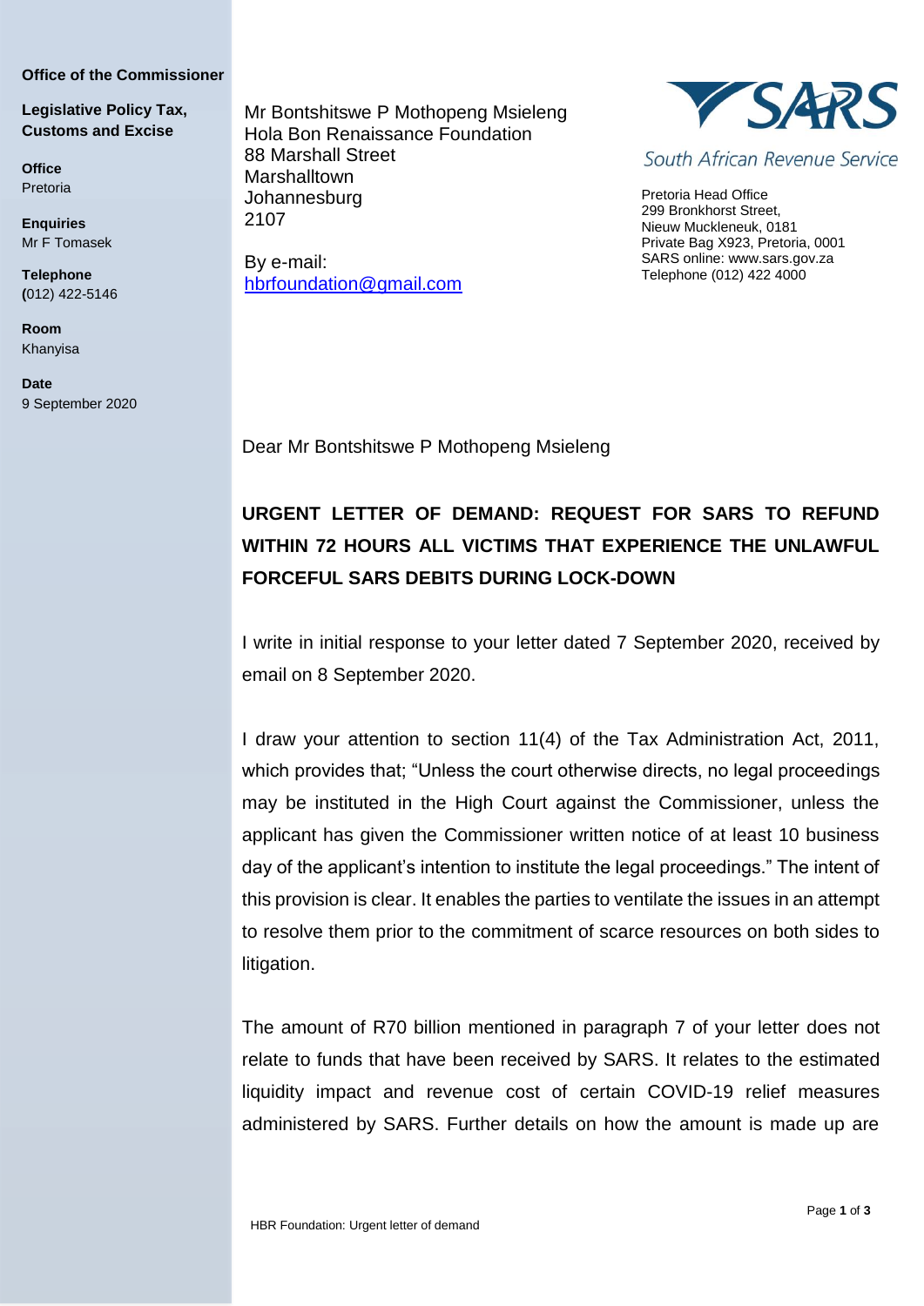**Office of the Commissioner**

**Legislative Policy Tax, Customs and Excise**

**Office**
Pretoria

**Enquiries**
Mr F Tomasek

**Telephone**
(012) 422-5146

**Room**
Khanyisa

**Date**
9 September 2020

Mr Bontshitswe P Mothopeng Msieleng
Hola Bon Renaissance Foundation
88 Marshall Street
Marshalltown
Johannesburg
2107

By e-mail:
hbrfoundation@gmail.com

SARS
South African Revenue Service

Pretoria Head Office
299 Bronkhorst Street,
Nieuw Muckleneuk, 0181
Private Bag X923, Pretoria, 0001
SARS online: www.sars.gov.za
Telephone (012) 422 4000

Dear Mr Bontshitswe P Mothopeng Msieleng

**URGENT LETTER OF DEMAND: REQUEST FOR SARS TO REFUND WITHIN 72 HOURS ALL VICTIMS THAT EXPERIENCE THE UNLAWFUL FORCEFUL SARS DEBITS DURING LOCK-DOWN**

I write in initial response to your letter dated 7 September 2020, received by email on 8 September 2020.

I draw your attention to section 11(4) of the Tax Administration Act, 2011, which provides that; "Unless the court otherwise directs, no legal proceedings may be instituted in the High Court against the Commissioner, unless the applicant has given the Commissioner written notice of at least 10 business day of the applicant's intention to institute the legal proceedings." The intent of this provision is clear. It enables the parties to ventilate the issues in an attempt to resolve them prior to the commitment of scarce resources on both sides to litigation.

The amount of R70 billion mentioned in paragraph 7 of your letter does not relate to funds that have been received by SARS. It relates to the estimated liquidity impact and revenue cost of certain COVID-19 relief measures administered by SARS. Further details on how the amount is made up are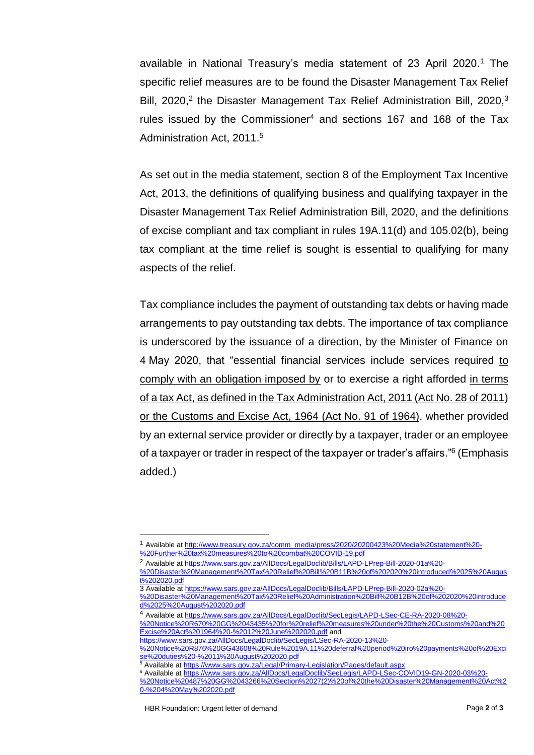available in National Treasury's media statement of 23 April 2020.[1] The specific relief measures are to be found the Disaster Management Tax Relief Bill, 2020,[2] the Disaster Management Tax Relief Administration Bill, 2020,[3] rules issued by the Commissioner[4] and sections 167 and 168 of the Tax Administration Act, 2011.[5]

As set out in the media statement, section 8 of the Employment Tax Incentive Act, 2013, the definitions of qualifying business and qualifying taxpayer in the Disaster Management Tax Relief Administration Bill, 2020, and the definitions of excise compliant and tax compliant in rules 19A.11(d) and 105.02(b), being tax compliant at the time relief is sought is essential to qualifying for many aspects of the relief.

Tax compliance includes the payment of outstanding tax debts or having made arrangements to pay outstanding tax debts. The importance of tax compliance is underscored by the issuance of a direction, by the Minister of Finance on 4 May 2020, that "essential financial services include services required <u>to comply with an obligation imposed by</u> or to exercise a right afforded <u>in terms of a tax Act, as defined in the Tax Administration Act, 2011 (Act No. 28 of 2011) or the Customs and Excise Act, 1964 (Act No. 91 of 1964)</u>, whether provided by an external service provider or directly by a taxpayer, trader or an employee of a taxpayer or trader in respect of the taxpayer or trader's affairs."[6] (Emphasis added.)

---

[1] Available at http://www.treasury.gov.za/comm_media/press/2020/20200423%20Media%20statement%20-%20Further%20tax%20measures%20to%20combat%20COVID-19.pdf

[2] Available at https://www.sars.gov.za/AllDocs/LegalDoclib/Bills/LAPD-LPrep-Bill-2020-01a%20-%20Disaster%20Management%20Tax%20Relief%20Bill%20B11B%20of%202020%20introduced%2025%20August%202020.pdf

[3] Available at https://www.sars.gov.za/AllDocs/LegalDoclib/Bills/LAPD-LPrep-Bill-2020-02a%20-%20Disaster%20Management%20Tax%20Relief%20Administration%20Bill%20B12B%20of%202020%20introduced%2025%20August%202020.pdf

[4] Available at https://www.sars.gov.za/AllDocs/LegalDoclib/SecLegis/LAPD-LSec-CE-RA-2020-08%20-%20Notice%20R670%20GG%2043435%20for%20relief%20measures%20under%20the%20Customs%20and%20Excise%20Act%201964%20-%2012%20June%202020.pdf and https://www.sars.gov.za/AllDocs/LegalDoclib/SecLegis/LSec-RA-2020-13%20-%20Notice%20R876%20GG43608%20Rule%2019A.11%20deferral%20period%20iro%20payments%20of%20Excise%20duties%20-%2011%20August%202020.pdf

[5] Available at https://www.sars.gov.za/Legal/Primary-Legislation/Pages/default.aspx

[6] Available at https://www.sars.gov.za/AllDocs/LegalDoclib/SecLegis/LAPD-LSec-COVID19-GN-2020-03%20-%20Notice%20487%20GG%2043266%20Section%2027(2)%20of%20the%20Disaster%20Management%20Act%20-%204%20May%202020.pdf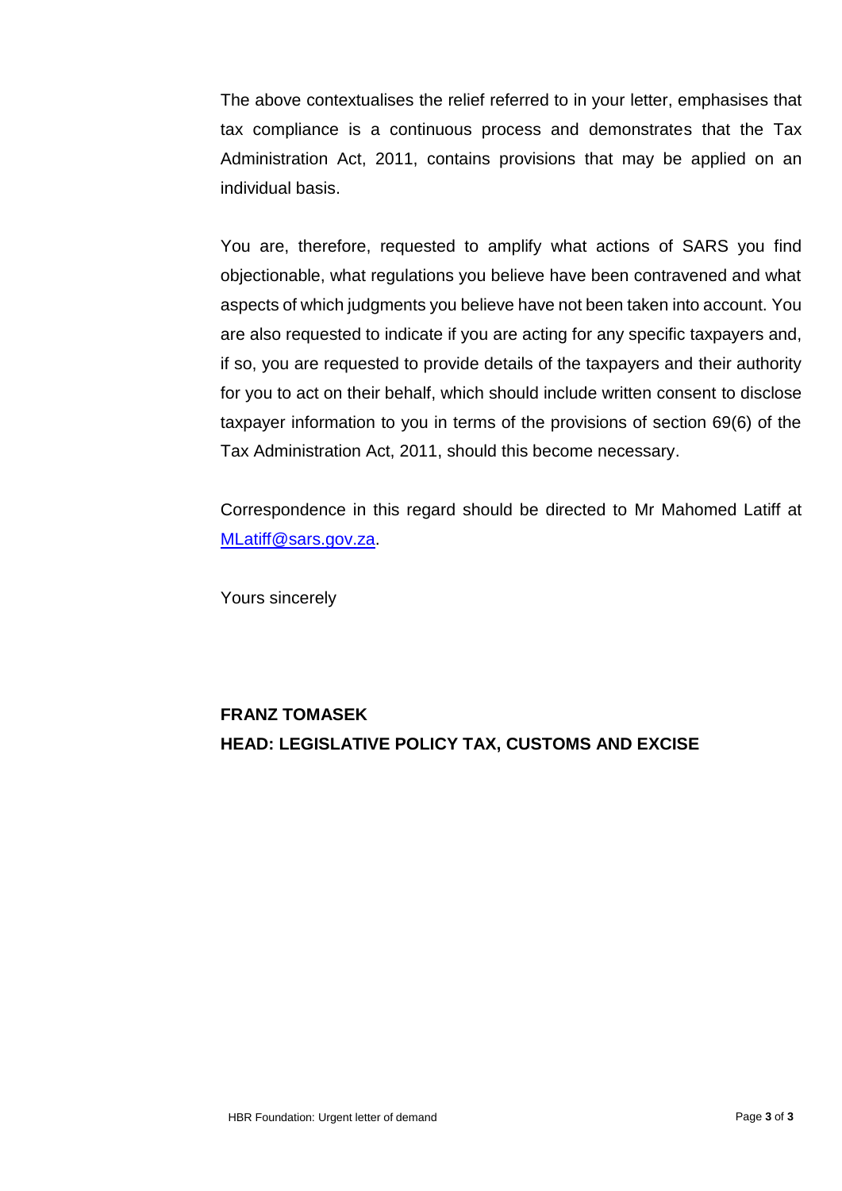The above contextualises the relief referred to in your letter, emphasises that tax compliance is a continuous process and demonstrates that the Tax Administration Act, 2011, contains provisions that may be applied on an individual basis.

You are, therefore, requested to amplify what actions of SARS you find objectionable, what regulations you believe have been contravened and what aspects of which judgments you believe have not been taken into account. You are also requested to indicate if you are acting for any specific taxpayers and, if so, you are requested to provide details of the taxpayers and their authority for you to act on their behalf, which should include written consent to disclose taxpayer information to you in terms of the provisions of section 69(6) of the Tax Administration Act, 2011, should this become necessary.

Correspondence in this regard should be directed to Mr Mahomed Latiff at MLatiff@sars.gov.za.

Yours sincerely

**FRANZ TOMASEK**
**HEAD: LEGISLATIVE POLICY TAX, CUSTOMS AND EXCISE**